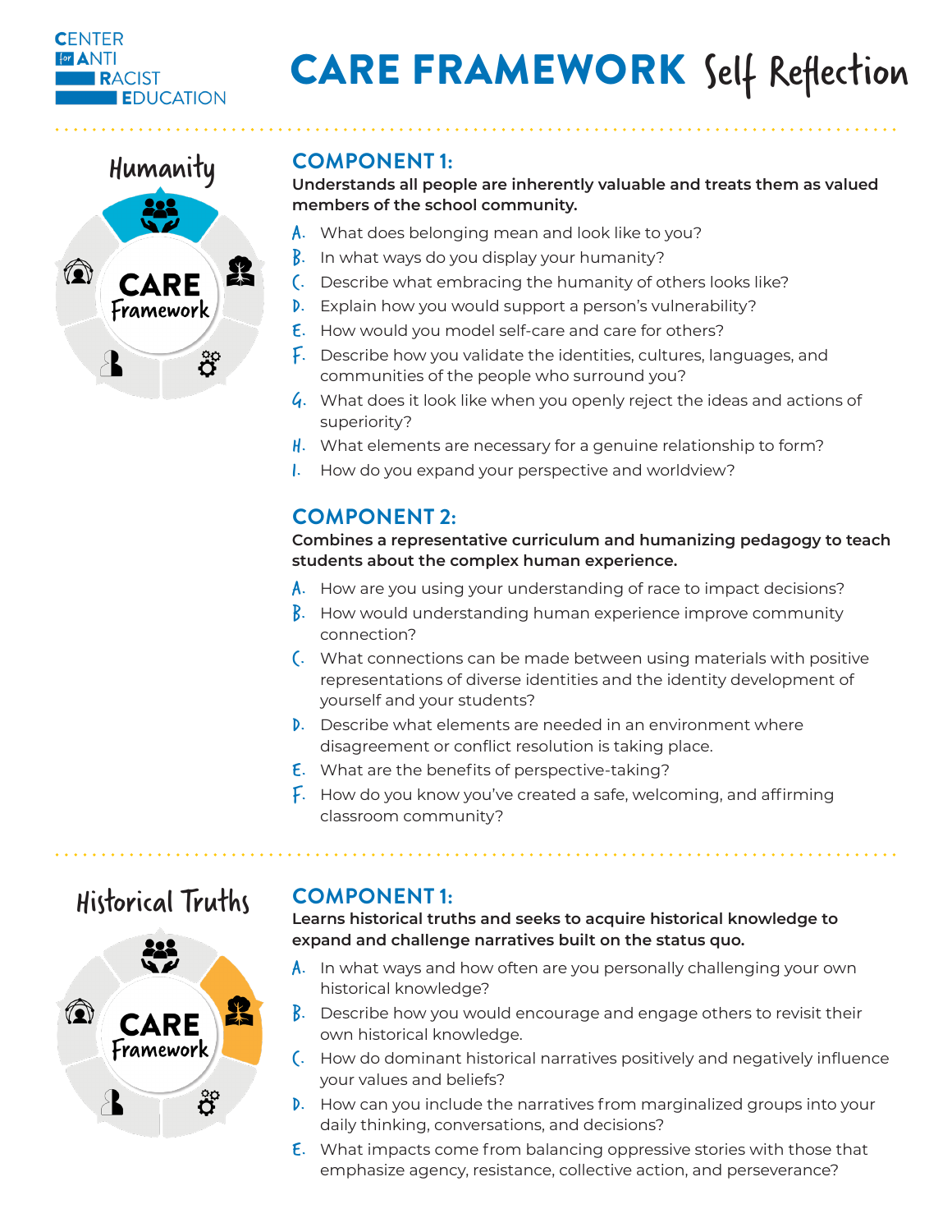CENTER for ANTI RACIST EDUCATION

# CARE FRAMEWORK Self Reflection

## Humanity

CARE Framework

### COMPONENT 1:

**Understands all people are inherently valuable and treats them as valued members of the school community.**

A. What does belonging mean and look like to you?
B. In what ways do you display your humanity?
C. Describe what embracing the humanity of others looks like?
D. Explain how you would support a person's vulnerability?
E. How would you model self-care and care for others?
F. Describe how you validate the identities, cultures, languages, and communities of the people who surround you?
G. What does it look like when you openly reject the ideas and actions of superiority?
H. What elements are necessary for a genuine relationship to form?
I. How do you expand your perspective and worldview?

### COMPONENT 2:

**Combines a representative curriculum and humanizing pedagogy to teach students about the complex human experience.**

A. How are you using your understanding of race to impact decisions?
B. How would understanding human experience improve community connection?
C. What connections can be made between using materials with positive representations of diverse identities and the identity development of yourself and your students?
D. Describe what elements are needed in an environment where disagreement or conflict resolution is taking place.
E. What are the benefits of perspective-taking?
F. How do you know you've created a safe, welcoming, and affirming classroom community?

## Historical Truths

CARE Framework

### COMPONENT 1:

**Learns historical truths and seeks to acquire historical knowledge to expand and challenge narratives built on the status quo.**

A. In what ways and how often are you personally challenging your own historical knowledge?
B. Describe how you would encourage and engage others to revisit their own historical knowledge.
C. How do dominant historical narratives positively and negatively influence your values and beliefs?
D. How can you include the narratives from marginalized groups into your daily thinking, conversations, and decisions?
E. What impacts come from balancing oppressive stories with those that emphasize agency, resistance, collective action, and perseverance?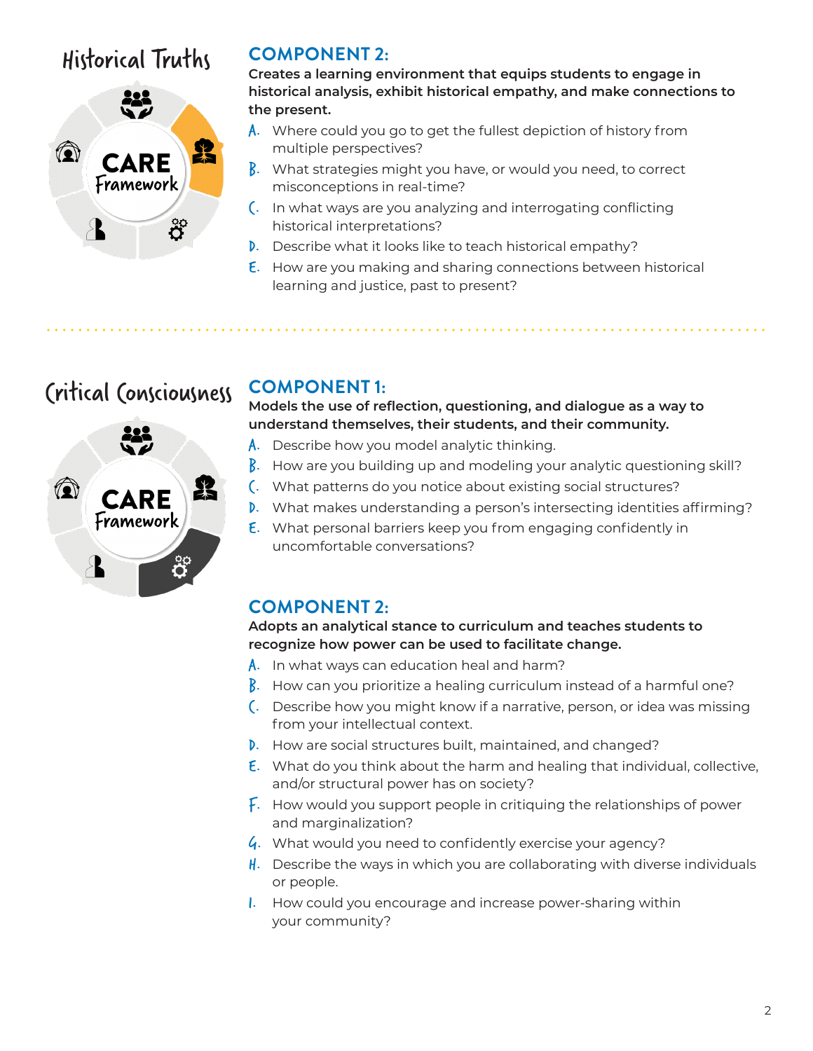## Historical Truths

CARE Framework

### COMPONENT 2:

**Creates a learning environment that equips students to engage in historical analysis, exhibit historical empathy, and make connections to the present.**

A. Where could you go to get the fullest depiction of history from multiple perspectives?

B. What strategies might you have, or would you need, to correct misconceptions in real-time?

C. In what ways are you analyzing and interrogating conflicting historical interpretations?

D. Describe what it looks like to teach historical empathy?

E. How are you making and sharing connections between historical learning and justice, past to present?

## Critical Consciousness

CARE Framework

### COMPONENT 1:

**Models the use of reflection, questioning, and dialogue as a way to understand themselves, their students, and their community.**

A. Describe how you model analytic thinking.

B. How are you building up and modeling your analytic questioning skill?

C. What patterns do you notice about existing social structures?

D. What makes understanding a person's intersecting identities affirming?

E. What personal barriers keep you from engaging confidently in uncomfortable conversations?

### COMPONENT 2:

**Adopts an analytical stance to curriculum and teaches students to recognize how power can be used to facilitate change.**

A. In what ways can education heal and harm?

B. How can you prioritize a healing curriculum instead of a harmful one?

C. Describe how you might know if a narrative, person, or idea was missing from your intellectual context.

D. How are social structures built, maintained, and changed?

E. What do you think about the harm and healing that individual, collective, and/or structural power has on society?

F. How would you support people in critiquing the relationships of power and marginalization?

G. What would you need to confidently exercise your agency?

H. Describe the ways in which you are collaborating with diverse individuals or people.

I. How could you encourage and increase power-sharing within your community?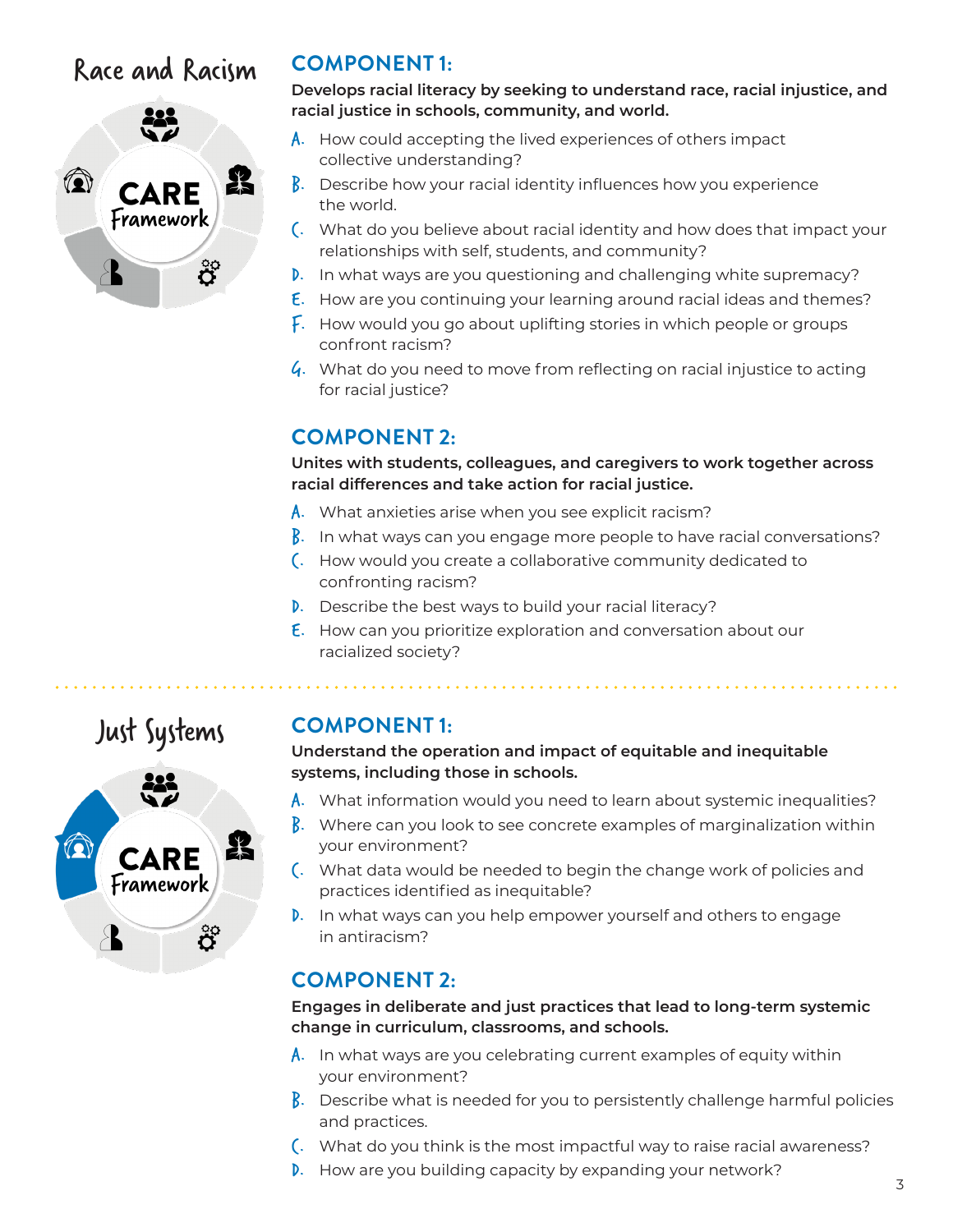## Race and Racism

CARE Framework

### COMPONENT 1:

**Develops racial literacy by seeking to understand race, racial injustice, and racial justice in schools, community, and world.**

A. How could accepting the lived experiences of others impact collective understanding?
B. Describe how your racial identity influences how you experience the world.
C. What do you believe about racial identity and how does that impact your relationships with self, students, and community?
D. In what ways are you questioning and challenging white supremacy?
E. How are you continuing your learning around racial ideas and themes?
F. How would you go about uplifting stories in which people or groups confront racism?
G. What do you need to move from reflecting on racial injustice to acting for racial justice?

### COMPONENT 2:

**Unites with students, colleagues, and caregivers to work together across racial differences and take action for racial justice.**

A. What anxieties arise when you see explicit racism?
B. In what ways can you engage more people to have racial conversations?
C. How would you create a collaborative community dedicated to confronting racism?
D. Describe the best ways to build your racial literacy?
E. How can you prioritize exploration and conversation about our racialized society?

## Just Systems

CARE Framework

### COMPONENT 1:

**Understand the operation and impact of equitable and inequitable systems, including those in schools.**

A. What information would you need to learn about systemic inequalities?
B. Where can you look to see concrete examples of marginalization within your environment?
C. What data would be needed to begin the change work of policies and practices identified as inequitable?
D. In what ways can you help empower yourself and others to engage in antiracism?

### COMPONENT 2:

**Engages in deliberate and just practices that lead to long-term systemic change in curriculum, classrooms, and schools.**

A. In what ways are you celebrating current examples of equity within your environment?
B. Describe what is needed for you to persistently challenge harmful policies and practices.
C. What do you think is the most impactful way to raise racial awareness?
D. How are you building capacity by expanding your network?